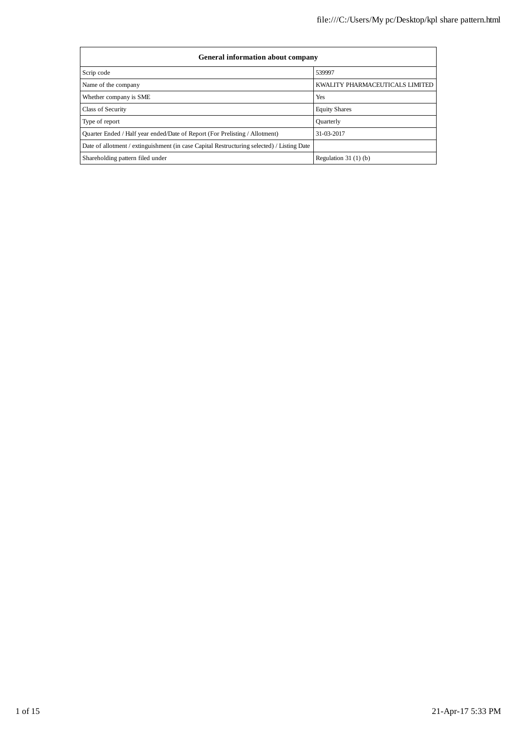| General information about company | |
|---|---|
| Scrip code | 539997 |
| Name of the company | KWALITY PHARMACEUTICALS LIMITED |
| Whether company is SME | Yes |
| Class of Security | Equity Shares |
| Type of report | Quarterly |
| Quarter Ended / Half year ended/Date of Report (For Prelisting / Allotment) | 31-03-2017 |
| Date of allotment / extinguishment (in case Capital Restructuring selected) / Listing Date | |
| Shareholding pattern filed under | Regulation 31 (1) (b) |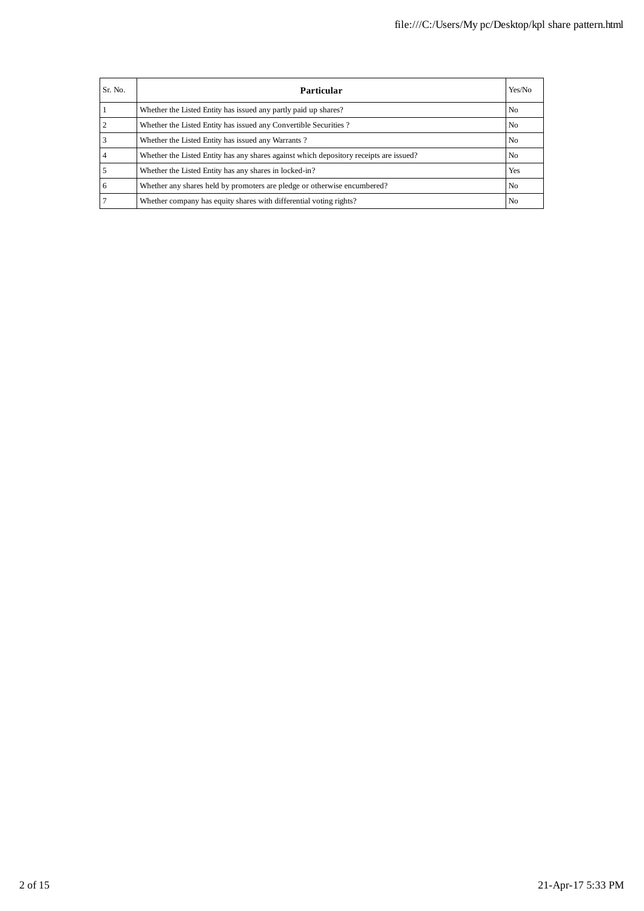| Sr. No. | Particular | Yes/No |
|---|---|---|
| 1 | Whether the Listed Entity has issued any partly paid up shares? | No |
| 2 | Whether the Listed Entity has issued any Convertible Securities ? | No |
| 3 | Whether the Listed Entity has issued any Warrants ? | No |
| 4 | Whether the Listed Entity has any shares against which depository receipts are issued? | No |
| 5 | Whether the Listed Entity has any shares in locked-in? | Yes |
| 6 | Whether any shares held by promoters are pledge or otherwise encumbered? | No |
| 7 | Whether company has equity shares with differential voting rights? | No |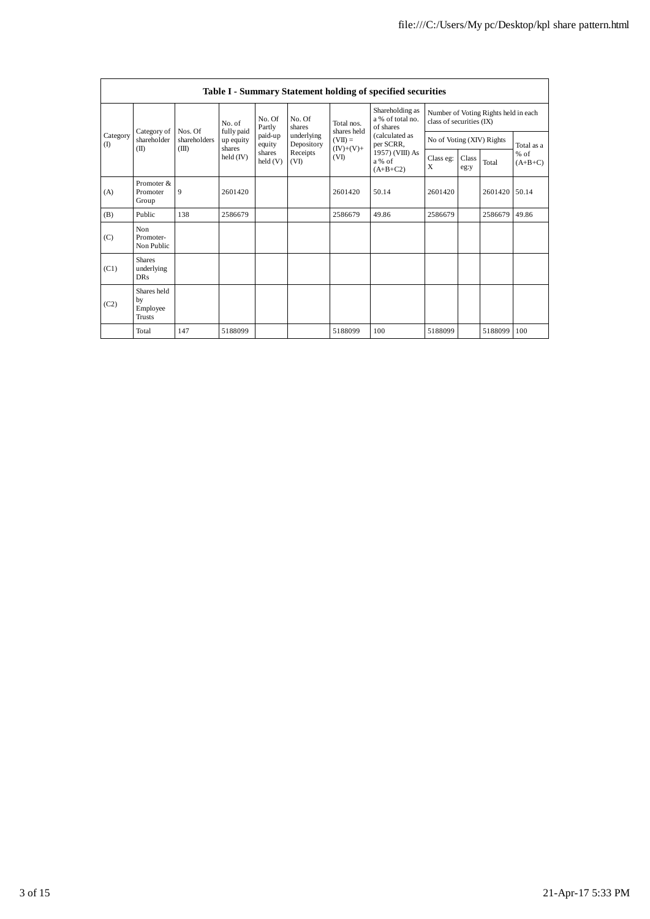| Table I - Summary Statement holding of specified securities | | | | | | | | | | | | |
|---|---|---|---|---|---|---|---|---|---|---|---|---|
| Category (I) | Category of shareholder (II) | Nos. Of shareholders (III) | No. of fully paid up equity shares held (IV) | No. Of Partly paid-up equity shares held (V) | No. Of shares underlying Depository Receipts (VI) | Total nos. shares held (VII) = (IV)+(V)+ (VI) | Shareholding as a % of total no. of shares (calculated as per SCRR, 1957) (VIII) As a % of (A+B+C2) | Number of Voting Rights held in each class of securities (IX) | | | |
| | | | | | | | | No of Voting (XIV) Rights | | | Total as a % of (A+B+C) |
| | | | | | | | | Class eg: X | Class eg:y | Total | |
| (A) | Promoter & Promoter Group | 9 | 2601420 | | | 2601420 | 50.14 | 2601420 | | 2601420 | 50.14 |
| (B) | Public | 138 | 2586679 | | | 2586679 | 49.86 | 2586679 | | 2586679 | 49.86 |
| (C) | Non Promoter- Non Public | | | | | | | | | | |
| (C1) | Shares underlying DRs | | | | | | | | | | |
| (C2) | Shares held by Employee Trusts | | | | | | | | | | |
| | Total | 147 | 5188099 | | | 5188099 | 100 | 5188099 | | 5188099 | 100 |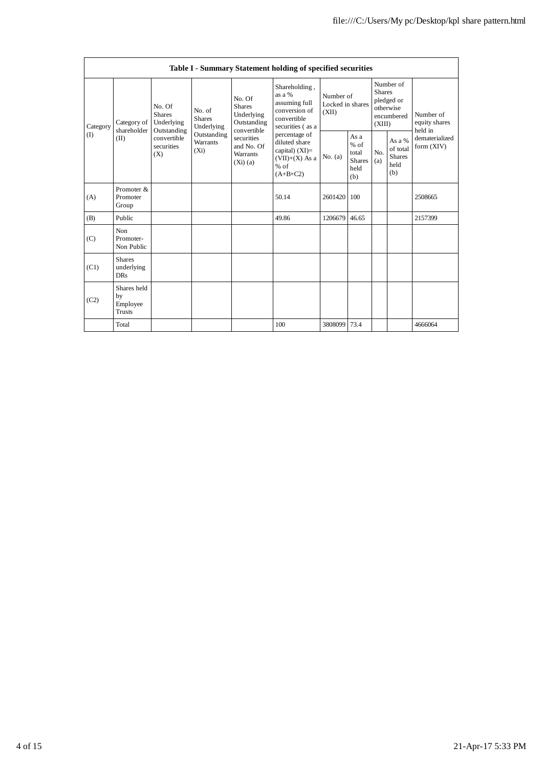| Table I - Summary Statement holding of specified securities | | | | | | | | | | | |
|---|---|---|---|---|---|---|---|---|---|---|---|
| Category (I) | Category of shareholder (II) | No. Of Shares Underlying Outstanding convertible securities (X) | No. of Shares Underlying Outstanding Warrants (Xi) | No. Of Shares Underlying Outstanding convertible securities and No. Of Warrants (Xi) (a) | Shareholding , as a % assuming full conversion of convertible securities ( as a percentage of diluted share capital) (XI)= (VII)+(X) As a % of (A+B+C2) | Number of Locked in shares (XII) | | Number of Shares pledged or otherwise encumbered (XIII) | | Number of equity shares held in dematerialized form (XIV) |
| | | | | | | No. (a) | As a % of total Shares held (b) | No. (a) | As a % of total Shares held (b) | |
| (A) | Promoter & Promoter Group | | | | 50.14 | 2601420 | 100 | | | 2508665 |
| (B) | Public | | | | 49.86 | 1206679 | 46.65 | | | 2157399 |
| (C) | Non Promoter- Non Public | | | | | | | | | |
| (C1) | Shares underlying DRs | | | | | | | | | |
| (C2) | Shares held by Employee Trusts | | | | | | | | | |
| | Total | | | | 100 | 3808099 | 73.4 | | | 4666064 |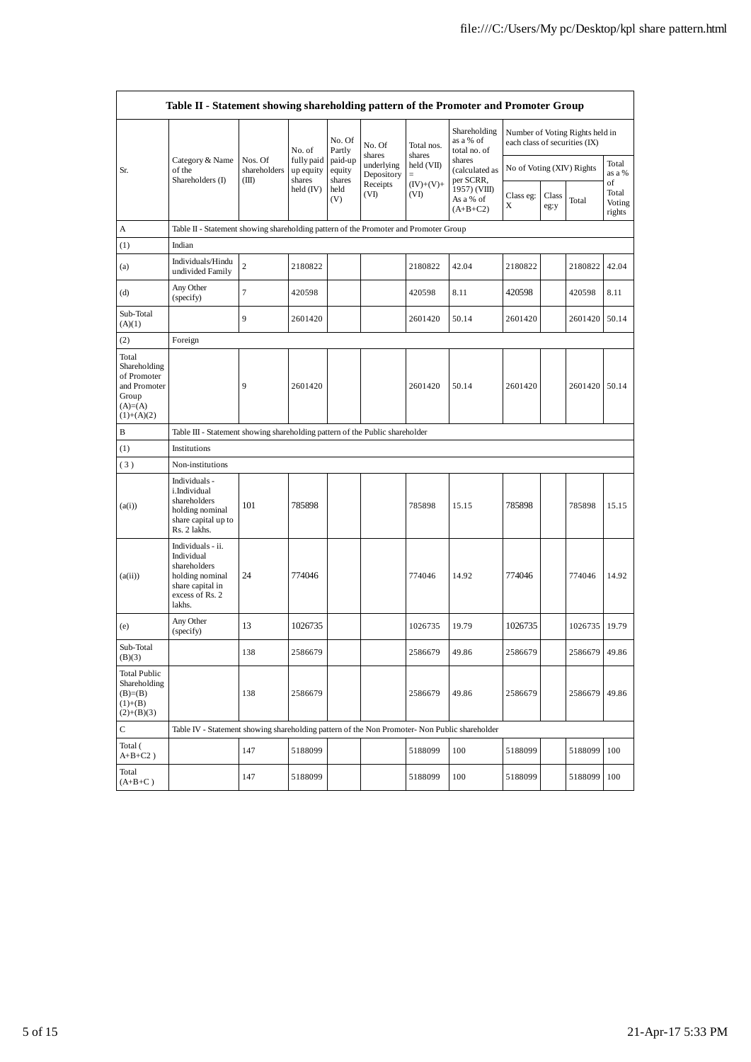| Table II - Statement showing shareholding pattern of the Promoter and Promoter Group | | | | | | | | | | | | |
|---|---|---|---|---|---|---|---|---|---|---|---|---|
| Sr. | Category & Name of the Shareholders (I) | Nos. Of shareholders (III) | No. of fully paid up equity shares held (IV) | No. Of Partly paid-up equity shares held (V) | No. Of shares underlying Depository Receipts (VI) | Total nos. shares held (VII) = (IV)+(V)+ (VI) | Shareholding as a % of total no. of shares (calculated as per SCRR, 1957) (VIII) As a % of (A+B+C2) | Number of Voting Rights held in each class of securities (IX) | | | |
| | | | | | | | | No of Voting (XIV) Rights | | | Total as a % of Total Voting rights |
| | | | | | | | | Class eg: X | Class eg:y | Total | |
| A | Table II - Statement showing shareholding pattern of the Promoter and Promoter Group | | | | | | | | | | |
| (1) | Indian | | | | | | | | | | |
| (a) | Individuals/Hindu undivided Family | 2 | 2180822 | | | 2180822 | 42.04 | 2180822 | | 2180822 | 42.04 |
| (d) | Any Other (specify) | 7 | 420598 | | | 420598 | 8.11 | 420598 | | 420598 | 8.11 |
| Sub-Total (A)(1) | | 9 | 2601420 | | | 2601420 | 50.14 | 2601420 | | 2601420 | 50.14 |
| (2) | Foreign | | | | | | | | | | |
| Total Shareholding of Promoter and Promoter Group (A)=(A)(1)+(A)(2) | | 9 | 2601420 | | | 2601420 | 50.14 | 2601420 | | 2601420 | 50.14 |
| B | Table III - Statement showing shareholding pattern of the Public shareholder | | | | | | | | | | |
| (1) | Institutions | | | | | | | | | | |
| (3) | Non-institutions | | | | | | | | | | |
| (a(i)) | Individuals - i.Individual shareholders holding nominal share capital up to Rs. 2 lakhs. | 101 | 785898 | | | 785898 | 15.15 | 785898 | | 785898 | 15.15 |
| (a(ii)) | Individuals - ii. Individual shareholders holding nominal share capital in excess of Rs. 2 lakhs. | 24 | 774046 | | | 774046 | 14.92 | 774046 | | 774046 | 14.92 |
| (e) | Any Other (specify) | 13 | 1026735 | | | 1026735 | 19.79 | 1026735 | | 1026735 | 19.79 |
| Sub-Total (B)(3) | | 138 | 2586679 | | | 2586679 | 49.86 | 2586679 | | 2586679 | 49.86 |
| Total Public Shareholding (B)=(B)(1)+(B)(2)+(B)(3) | | 138 | 2586679 | | | 2586679 | 49.86 | 2586679 | | 2586679 | 49.86 |
| C | Table IV - Statement showing shareholding pattern of the Non Promoter- Non Public shareholder | | | | | | | | | | |
| Total ( A+B+C2 ) | | 147 | 5188099 | | | 5188099 | 100 | 5188099 | | 5188099 | 100 |
| Total (A+B+C ) | | 147 | 5188099 | | | 5188099 | 100 | 5188099 | | 5188099 | 100 |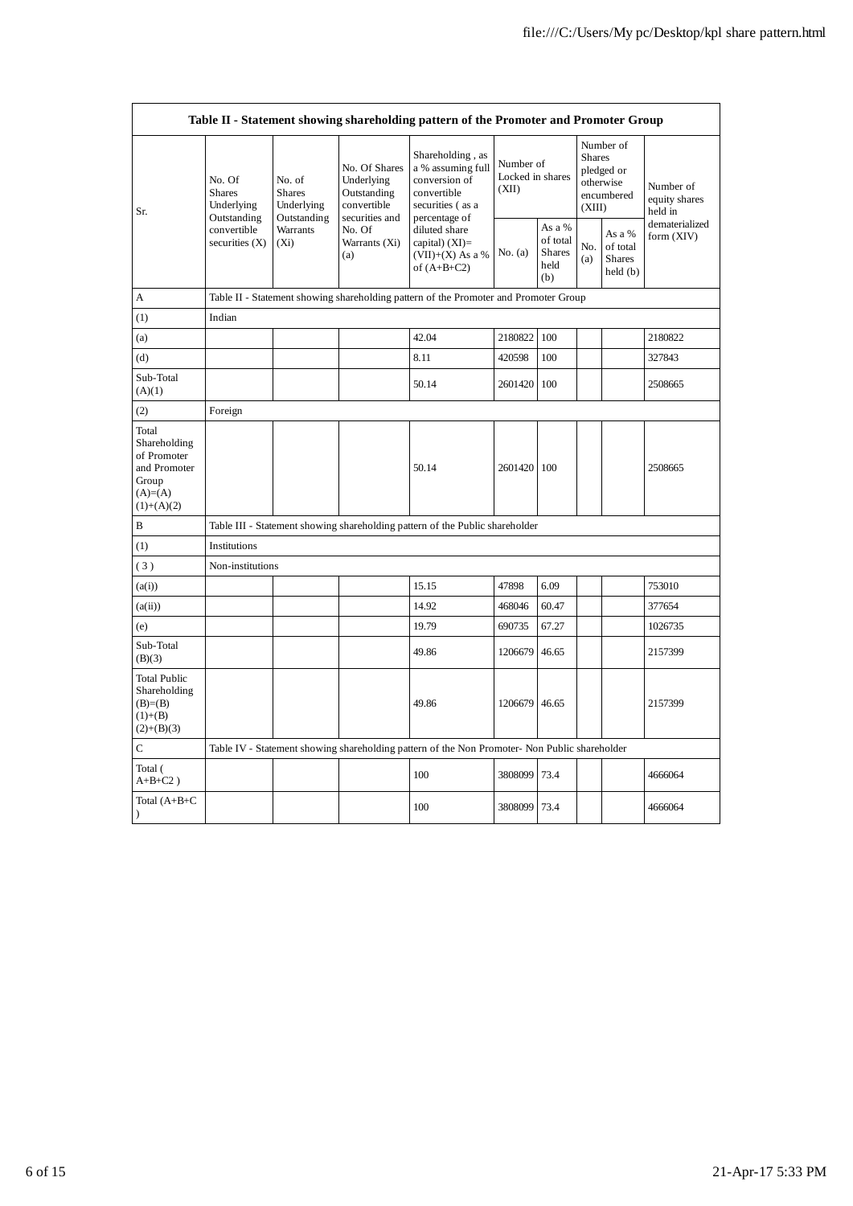| Table II - Statement showing shareholding pattern of the Promoter and Promoter Group | | | | | | | | | |
|---|---|---|---|---|---|---|---|---|---|
| Sr. | No. Of Shares Underlying Outstanding convertible securities (X) | No. of Shares Underlying Outstanding Warrants (Xi) | No. Of Shares Underlying Outstanding convertible securities and No. Of Warrants (Xi) (a) | Shareholding , as a % assuming full conversion of convertible securities ( as a percentage of diluted share capital) (XI)= (VII)+(X) As a % of (A+B+C2) | Number of Locked in shares (XII) | | Number of Shares pledged or otherwise encumbered (XIII) | | Number of equity shares held in dematerialized form (XIV) |
| | | | | | No. (a) | As a % of total Shares held (b) | No. (a) | As a % of total Shares held (b) | |
| A | Table II - Statement showing shareholding pattern of the Promoter and Promoter Group | | | | | | | | |
| (1) | Indian | | | | | | | | |
| (a) | | | | 42.04 | 2180822 | 100 | | | 2180822 |
| (d) | | | | 8.11 | 420598 | 100 | | | 327843 |
| Sub-Total (A)(1) | | | | 50.14 | 2601420 | 100 | | | 2508665 |
| (2) | Foreign | | | | | | | | |
| Total Shareholding of Promoter and Promoter Group (A)=(A)(1)+(A)(2) | | | | 50.14 | 2601420 | 100 | | | 2508665 |
| B | Table III - Statement showing shareholding pattern of the Public shareholder | | | | | | | | |
| (1) | Institutions | | | | | | | | |
| ( 3 ) | Non-institutions | | | | | | | | |
| (a(i)) | | | | 15.15 | 47898 | 6.09 | | | 753010 |
| (a(ii)) | | | | 14.92 | 468046 | 60.47 | | | 377654 |
| (e) | | | | 19.79 | 690735 | 67.27 | | | 1026735 |
| Sub-Total (B)(3) | | | | 49.86 | 1206679 | 46.65 | | | 2157399 |
| Total Public Shareholding (B)=(B)(1)+(B)(2)+(B)(3) | | | | 49.86 | 1206679 | 46.65 | | | 2157399 |
| C | Table IV - Statement showing shareholding pattern of the Non Promoter- Non Public shareholder | | | | | | | | |
| Total ( A+B+C2 ) | | | | 100 | 3808099 | 73.4 | | | 4666064 |
| Total (A+B+C ) | | | | 100 | 3808099 | 73.4 | | | 4666064 |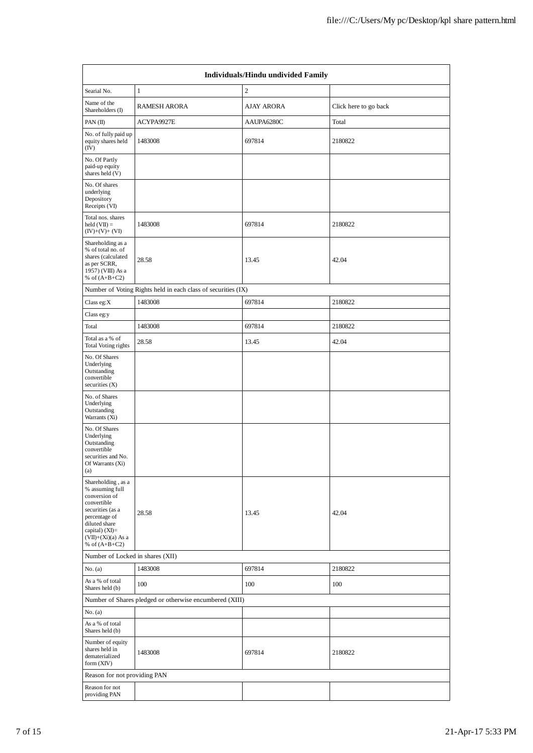| Individuals/Hindu undivided Family | | | |
|---|---|---|---|
| Searial No. | 1 | 2 | |
| Name of the Shareholders (I) | RAMESH ARORA | AJAY ARORA | Click here to go back |
| PAN (II) | ACYPA9927E | AAUPA6280C | Total |
| No. of fully paid up equity shares held (IV) | 1483008 | 697814 | 2180822 |
| No. Of Partly paid-up equity shares held (V) | | | |
| No. Of shares underlying Depository Receipts (VI) | | | |
| Total nos. shares held (VII) = (IV)+(V)+ (VI) | 1483008 | 697814 | 2180822 |
| Shareholding as a % of total no. of shares (calculated as per SCRR, 1957) (VIII) As a % of (A+B+C2) | 28.58 | 13.45 | 42.04 |
| Number of Voting Rights held in each class of securities (IX) | | | |
| Class eg:X | 1483008 | 697814 | 2180822 |
| Class eg:y | | | |
| Total | 1483008 | 697814 | 2180822 |
| Total as a % of Total Voting rights | 28.58 | 13.45 | 42.04 |
| No. Of Shares Underlying Outstanding convertible securities (X) | | | |
| No. of Shares Underlying Outstanding Warrants (Xi) | | | |
| No. Of Shares Underlying Outstanding convertible securities and No. Of Warrants (Xi) (a) | | | |
| Shareholding , as a % assuming full conversion of convertible securities (as a percentage of diluted share capital) (XI)= (VII)+(Xi)(a) As a % of (A+B+C2) | 28.58 | 13.45 | 42.04 |
| Number of Locked in shares (XII) | | | |
| No. (a) | 1483008 | 697814 | 2180822 |
| As a % of total Shares held (b) | 100 | 100 | 100 |
| Number of Shares pledged or otherwise encumbered (XIII) | | | |
| No. (a) | | | |
| As a % of total Shares held (b) | | | |
| Number of equity shares held in dematerialized form (XIV) | 1483008 | 697814 | 2180822 |
| Reason for not providing PAN | | | |
| Reason for not providing PAN | | | |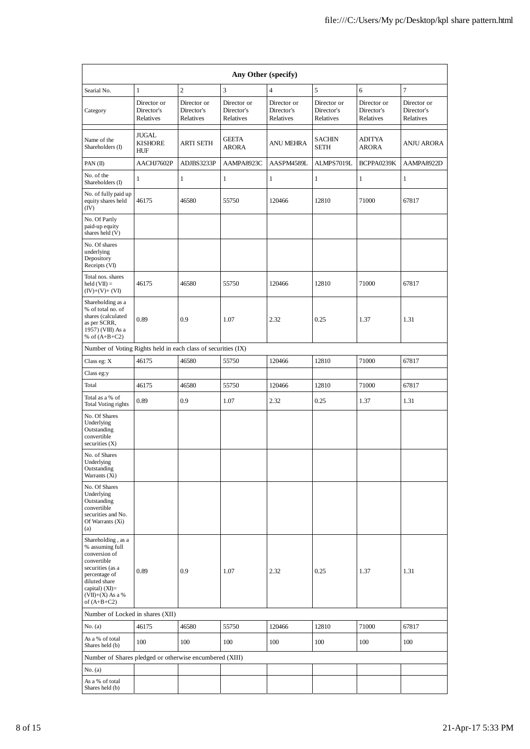| Any Other (specify) | | | | | | | |
|---|---|---|---|---|---|---|---|
| Searial No. | 1 | 2 | 3 | 4 | 5 | 6 | 7 |
| Category | Director or Director's Relatives | Director or Director's Relatives | Director or Director's Relatives | Director or Director's Relatives | Director or Director's Relatives | Director or Director's Relatives | Director or Director's Relatives |
| Name of the Shareholders (I) | JUGAL KISHORE HUF | ARTI SETH | GEETA ARORA | ANU MEHRA | SACHIN SETH | ADITYA ARORA | ANJU ARORA |
| PAN (II) | AACHJ7602P | ADJBS3233P | AAMPA8923C | AASPM4589L | ALMPS7019L | BCPPA0239K | AAMPA8922D |
| No. of the Shareholders (I) | 1 | 1 | 1 | 1 | 1 | 1 | 1 |
| No. of fully paid up equity shares held (IV) | 46175 | 46580 | 55750 | 120466 | 12810 | 71000 | 67817 |
| No. Of Partly paid-up equity shares held (V) | | | | | | | |
| No. Of shares underlying Depository Receipts (VI) | | | | | | | |
| Total nos. shares held (VII) = (IV)+(V)+ (VI) | 46175 | 46580 | 55750 | 120466 | 12810 | 71000 | 67817 |
| Shareholding as a % of total no. of shares (calculated as per SCRR, 1957) (VIII) As a % of (A+B+C2) | 0.89 | 0.9 | 1.07 | 2.32 | 0.25 | 1.37 | 1.31 |
| Number of Voting Rights held in each class of securities (IX) | | | | | | | |
| Class eg: X | 46175 | 46580 | 55750 | 120466 | 12810 | 71000 | 67817 |
| Class eg:y | | | | | | | |
| Total | 46175 | 46580 | 55750 | 120466 | 12810 | 71000 | 67817 |
| Total as a % of Total Voting rights | 0.89 | 0.9 | 1.07 | 2.32 | 0.25 | 1.37 | 1.31 |
| No. Of Shares Underlying Outstanding convertible securities (X) | | | | | | | |
| No. of Shares Underlying Outstanding Warrants (Xi) | | | | | | | |
| No. Of Shares Underlying Outstanding convertible securities and No. Of Warrants (Xi) (a) | | | | | | | |
| Shareholding , as a % assuming full conversion of convertible securities (as a percentage of diluted share capital) (XI)= (VII)+(X) As a % of (A+B+C2) | 0.89 | 0.9 | 1.07 | 2.32 | 0.25 | 1.37 | 1.31 |
| Number of Locked in shares (XII) | | | | | | | |
| No. (a) | 46175 | 46580 | 55750 | 120466 | 12810 | 71000 | 67817 |
| As a % of total Shares held (b) | 100 | 100 | 100 | 100 | 100 | 100 | 100 |
| Number of Shares pledged or otherwise encumbered (XIII) | | | | | | | |
| No. (a) | | | | | | | |
| As a % of total Shares held (b) | | | | | | | |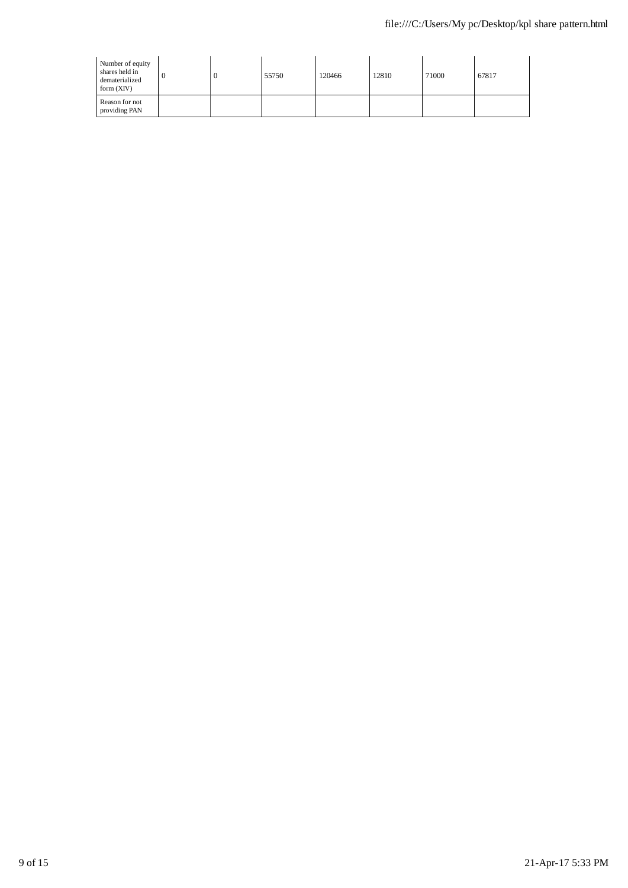| Number of equity shares held in dematerialized form (XIV) | 0 | 0 | 55750 | 120466 | 12810 | 71000 | 67817 |
|---|---|---|---|---|---|---|---|
| Reason for not providing PAN | | | | | | | |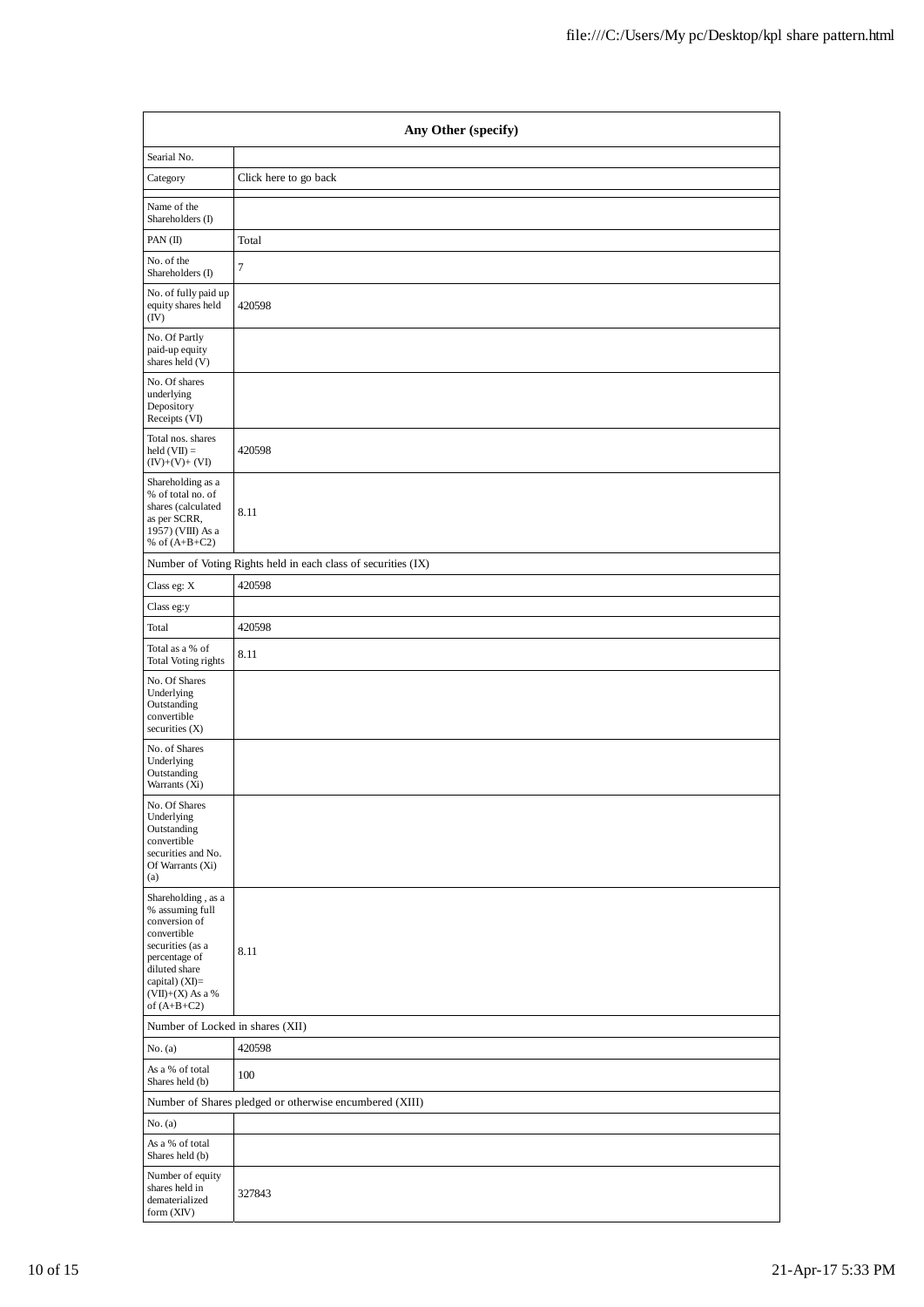| Any Other (specify) | |
|---|---|
| Searial No. | |
| Category | Click here to go back |
| Name of the Shareholders (I) | |
| PAN (II) | Total |
| No. of the Shareholders (I) | 7 |
| No. of fully paid up equity shares held (IV) | 420598 |
| No. Of Partly paid-up equity shares held (V) | |
| No. Of shares underlying Depository Receipts (VI) | |
| Total nos. shares held (VII) = (IV)+(V)+ (VI) | 420598 |
| Shareholding as a % of total no. of shares (calculated as per SCRR, 1957) (VIII) As a % of (A+B+C2) | 8.11 |
| Number of Voting Rights held in each class of securities (IX) | |
| Class eg: X | 420598 |
| Class eg:y | |
| Total | 420598 |
| Total as a % of Total Voting rights | 8.11 |
| No. Of Shares Underlying Outstanding convertible securities (X) | |
| No. of Shares Underlying Outstanding Warrants (Xi) | |
| No. Of Shares Underlying Outstanding convertible securities and No. Of Warrants (Xi) (a) | |
| Shareholding , as a % assuming full conversion of convertible securities (as a percentage of diluted share capital) (XI)= (VII)+(X) As a % of (A+B+C2) | 8.11 |
| Number of Locked in shares (XII) | |
| No. (a) | 420598 |
| As a % of total Shares held (b) | 100 |
| Number of Shares pledged or otherwise encumbered (XIII) | |
| No. (a) | |
| As a % of total Shares held (b) | |
| Number of equity shares held in dematerialized form (XIV) | 327843 |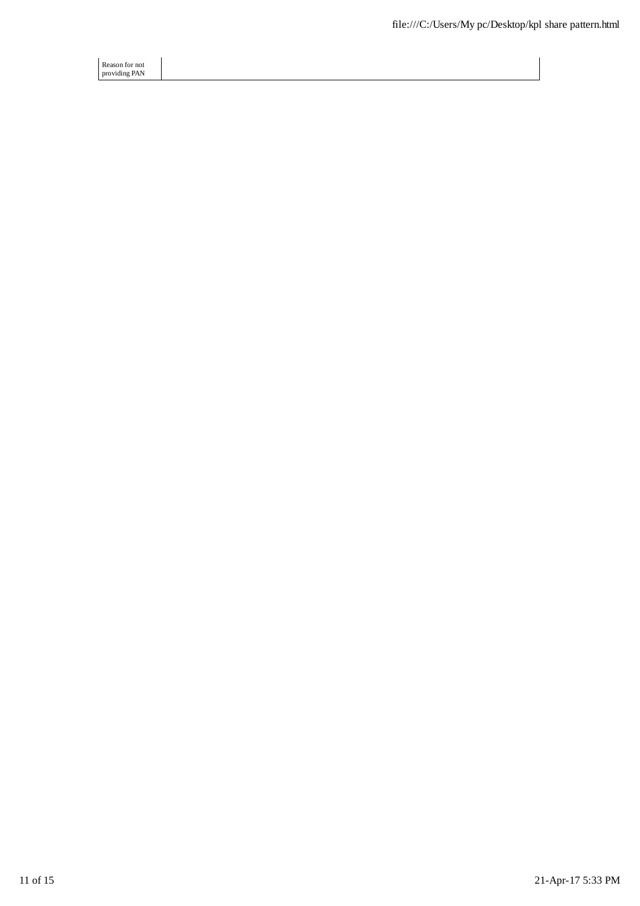| Reason for not providing PAN | |
| --- | --- |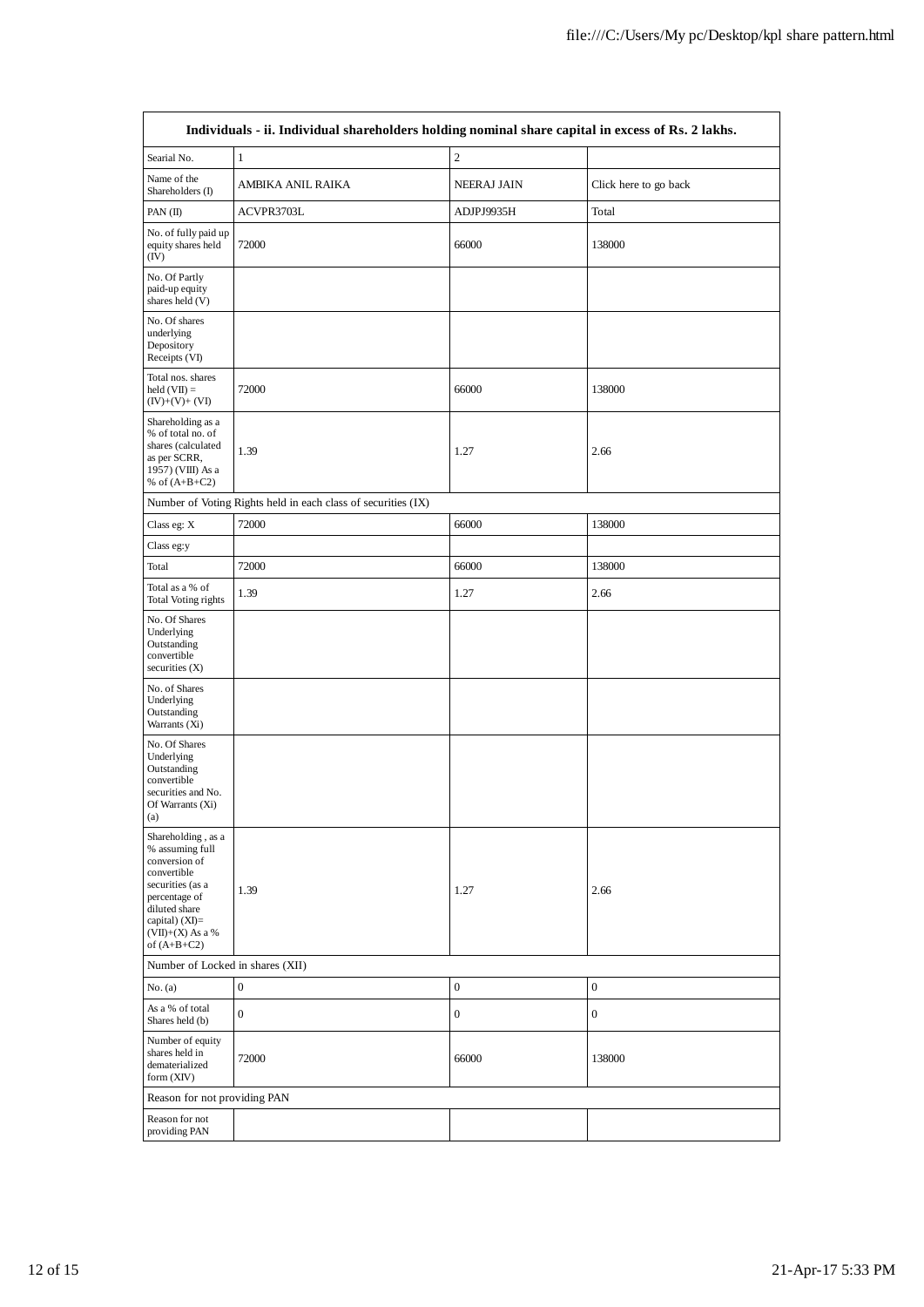| Individuals - ii. Individual shareholders holding nominal share capital in excess of Rs. 2 lakhs. | | | |
|---|---|---|---|
| Searial No. | 1 | 2 | |
| Name of the Shareholders (I) | AMBIKA ANIL RAIKA | NEERAJ JAIN | Click here to go back |
| PAN (II) | ACVPR3703L | ADJPJ9935H | Total |
| No. of fully paid up equity shares held (IV) | 72000 | 66000 | 138000 |
| No. Of Partly paid-up equity shares held (V) | | | |
| No. Of shares underlying Depository Receipts (VI) | | | |
| Total nos. shares held (VII) = (IV)+(V)+ (VI) | 72000 | 66000 | 138000 |
| Shareholding as a % of total no. of shares (calculated as per SCRR, 1957) (VIII) As a % of (A+B+C2) | 1.39 | 1.27 | 2.66 |
| Number of Voting Rights held in each class of securities (IX) | | | |
| Class eg: X | 72000 | 66000 | 138000 |
| Class eg:y | | | |
| Total | 72000 | 66000 | 138000 |
| Total as a % of Total Voting rights | 1.39 | 1.27 | 2.66 |
| No. Of Shares Underlying Outstanding convertible securities (X) | | | |
| No. of Shares Underlying Outstanding Warrants (Xi) | | | |
| No. Of Shares Underlying Outstanding convertible securities and No. Of Warrants (Xi) (a) | | | |
| Shareholding , as a % assuming full conversion of convertible securities (as a percentage of diluted share capital) (XI)= (VII)+(X) As a % of (A+B+C2) | 1.39 | 1.27 | 2.66 |
| Number of Locked in shares (XII) | | | |
| No. (a) | 0 | 0 | 0 |
| As a % of total Shares held (b) | 0 | 0 | 0 |
| Number of equity shares held in dematerialized form (XIV) | 72000 | 66000 | 138000 |
| Reason for not providing PAN | | | |
| Reason for not providing PAN | | | |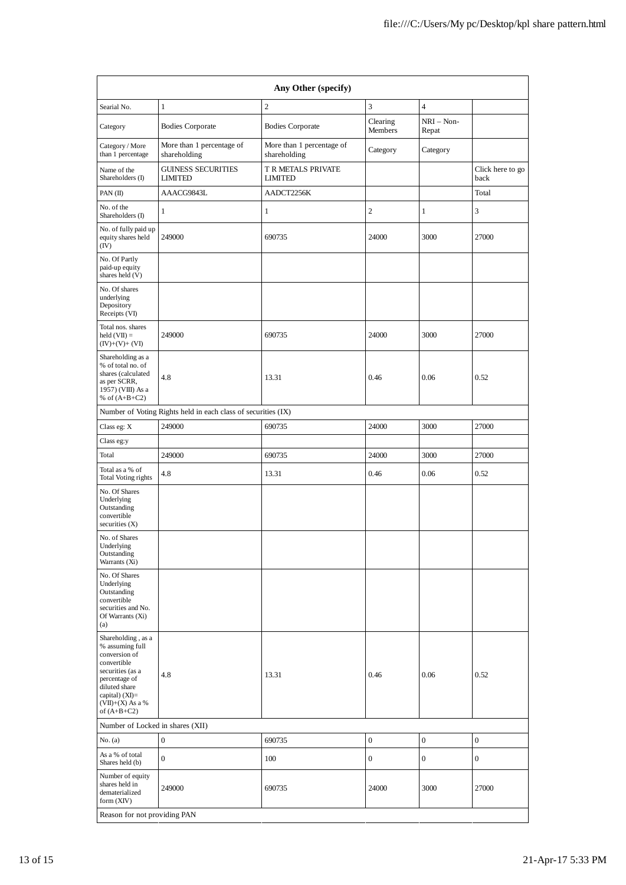| Any Other (specify) | | | | | |
|---|---|---|---|---|---|
| Searial No. | 1 | 2 | 3 | 4 | |
| Category | Bodies Corporate | Bodies Corporate | Clearing Members | NRI – Non-Repat | |
| Category / More than 1 percentage | More than 1 percentage of shareholding | More than 1 percentage of shareholding | Category | Category | |
| Name of the Shareholders (I) | GUINESS SECURITIES LIMITED | T R METALS PRIVATE LIMITED | | | Click here to go back |
| PAN (II) | AAACG9843L | AADCT2256K | | | Total |
| No. of the Shareholders (I) | 1 | 1 | 2 | 1 | 3 |
| No. of fully paid up equity shares held (IV) | 249000 | 690735 | 24000 | 3000 | 27000 |
| No. Of Partly paid-up equity shares held (V) | | | | | |
| No. Of shares underlying Depository Receipts (VI) | | | | | |
| Total nos. shares held (VII) = (IV)+(V)+ (VI) | 249000 | 690735 | 24000 | 3000 | 27000 |
| Shareholding as a % of total no. of shares (calculated as per SCRR, 1957) (VIII) As a % of (A+B+C2) | 4.8 | 13.31 | 0.46 | 0.06 | 0.52 |
| Number of Voting Rights held in each class of securities (IX) | | | | | |
| Class eg: X | 249000 | 690735 | 24000 | 3000 | 27000 |
| Class eg:y | | | | | |
| Total | 249000 | 690735 | 24000 | 3000 | 27000 |
| Total as a % of Total Voting rights | 4.8 | 13.31 | 0.46 | 0.06 | 0.52 |
| No. Of Shares Underlying Outstanding convertible securities (X) | | | | | |
| No. of Shares Underlying Outstanding Warrants (Xi) | | | | | |
| No. Of Shares Underlying Outstanding convertible securities and No. Of Warrants (Xi) (a) | | | | | |
| Shareholding , as a % assuming full conversion of convertible securities (as a percentage of diluted share capital) (XI)= (VII)+(X) As a % of (A+B+C2) | 4.8 | 13.31 | 0.46 | 0.06 | 0.52 |
| Number of Locked in shares (XII) | | | | | |
| No. (a) | 0 | 690735 | 0 | 0 | 0 |
| As a % of total Shares held (b) | 0 | 100 | 0 | 0 | 0 |
| Number of equity shares held in dematerialized form (XIV) | 249000 | 690735 | 24000 | 3000 | 27000 |
| Reason for not providing PAN | | | | | |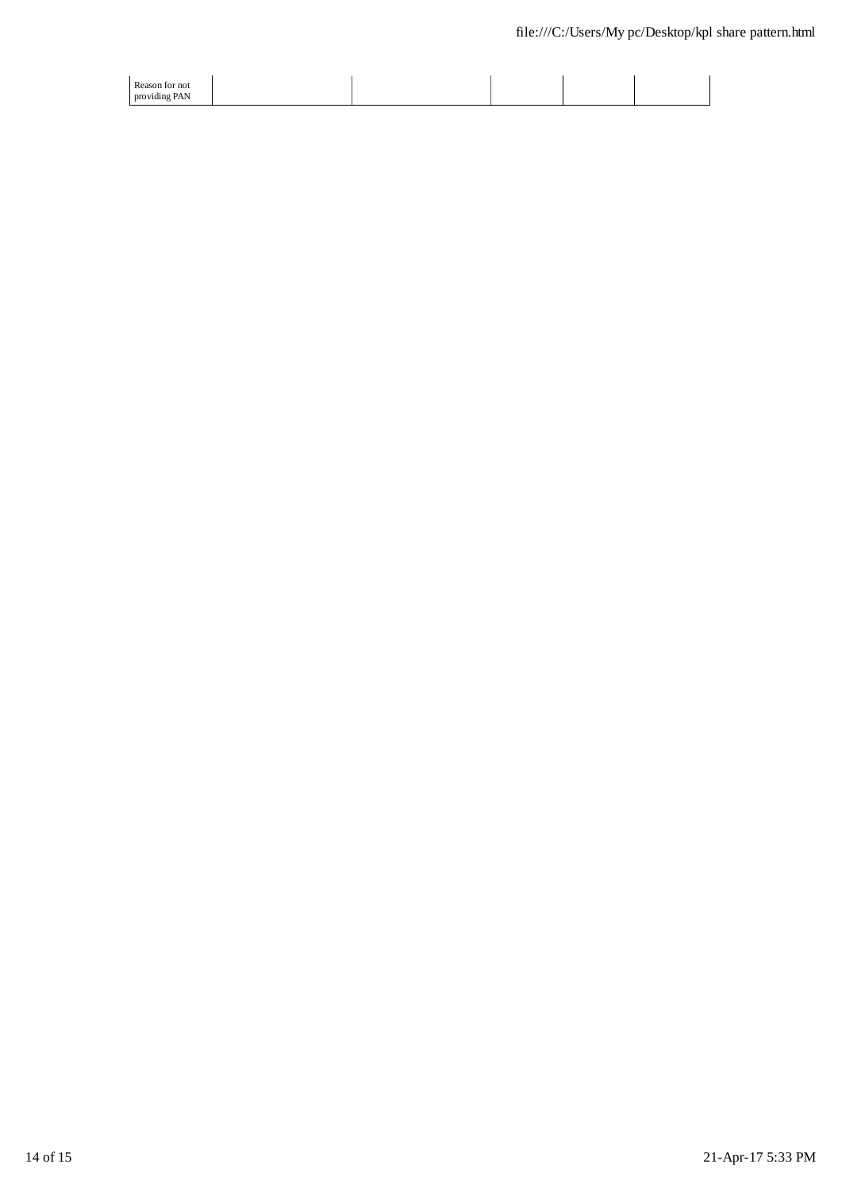| Reason for not providing PAN | | | | | |
|---|---|---|---|---|---|